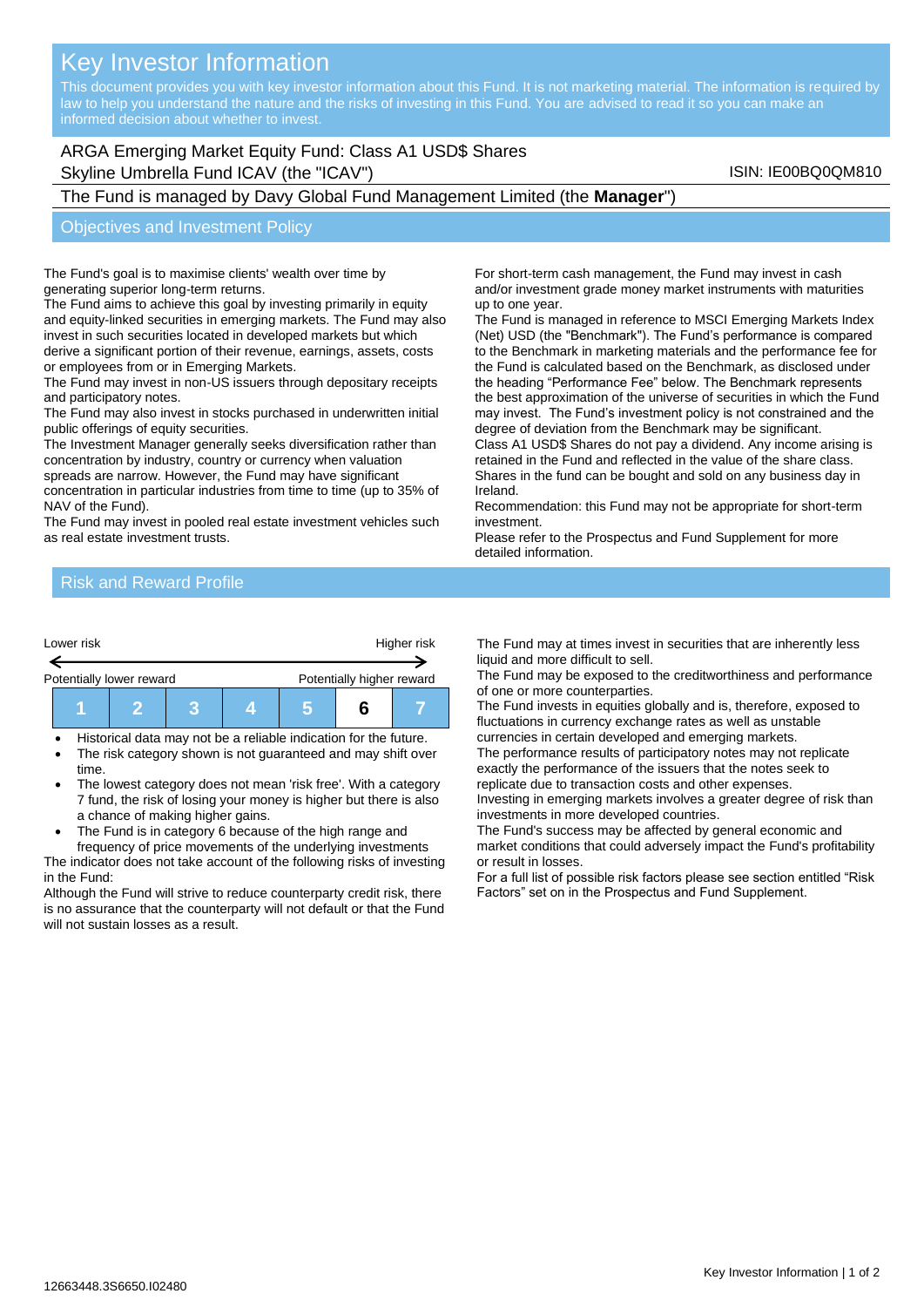# Key Investor Information

This document provides you with key investor information about this Fund. It is not marketing material. The information is required by law to help you understand the nature and the risks of investing in this Fund. You are advised to read it so you can make an informed decision about whether to invest.

ARGA Emerging Market Equity Fund: Class A1 USD$ Shares
Skyline Umbrella Fund ICAV (the "ICAV")

ISIN: IE00BQ0QM810

The Fund is managed by Davy Global Fund Management Limited (the **Manager**")

## Objectives and Investment Policy

The Fund's goal is to maximise clients' wealth over time by generating superior long-term returns.

The Fund aims to achieve this goal by investing primarily in equity and equity-linked securities in emerging markets. The Fund may also invest in such securities located in developed markets but which derive a significant portion of their revenue, earnings, assets, costs or employees from or in Emerging Markets.

The Fund may invest in non-US issuers through depositary receipts and participatory notes.

The Fund may also invest in stocks purchased in underwritten initial public offerings of equity securities.

The Investment Manager generally seeks diversification rather than concentration by industry, country or currency when valuation spreads are narrow. However, the Fund may have significant concentration in particular industries from time to time (up to 35% of NAV of the Fund).

The Fund may invest in pooled real estate investment vehicles such as real estate investment trusts.

For short-term cash management, the Fund may invest in cash and/or investment grade money market instruments with maturities up to one year.

The Fund is managed in reference to MSCI Emerging Markets Index (Net) USD (the "Benchmark"). The Fund's performance is compared to the Benchmark in marketing materials and the performance fee for the Fund is calculated based on the Benchmark, as disclosed under the heading "Performance Fee" below. The Benchmark represents the best approximation of the universe of securities in which the Fund may invest. The Fund's investment policy is not constrained and the degree of deviation from the Benchmark may be significant.

Class A1 USD$ Shares do not pay a dividend. Any income arising is retained in the Fund and reflected in the value of the share class.

Shares in the fund can be bought and sold on any business day in Ireland.

Recommendation: this Fund may not be appropriate for short-term investment.

Please refer to the Prospectus and Fund Supplement for more detailed information.

## Risk and Reward Profile

Lower risk ← → Higher risk

Potentially lower reward — Potentially higher reward

| 1 | 2 | 3 | 4 | 5 | **6** | 7 |
|---|---|---|---|---|---|---|

- Historical data may not be a reliable indication for the future.
- The risk category shown is not guaranteed and may shift over time.
- The lowest category does not mean 'risk free'. With a category 7 fund, the risk of losing your money is higher but there is also a chance of making higher gains.
- The Fund is in category 6 because of the high range and frequency of price movements of the underlying investments

The indicator does not take account of the following risks of investing in the Fund:

Although the Fund will strive to reduce counterparty credit risk, there is no assurance that the counterparty will not default or that the Fund will not sustain losses as a result.

The Fund may at times invest in securities that are inherently less liquid and more difficult to sell.

The Fund may be exposed to the creditworthiness and performance of one or more counterparties.

The Fund invests in equities globally and is, therefore, exposed to fluctuations in currency exchange rates as well as unstable currencies in certain developed and emerging markets.

The performance results of participatory notes may not replicate exactly the performance of the issuers that the notes seek to replicate due to transaction costs and other expenses.

Investing in emerging markets involves a greater degree of risk than investments in more developed countries.

The Fund's success may be affected by general economic and market conditions that could adversely impact the Fund's profitability or result in losses.

For a full list of possible risk factors please see section entitled "Risk Factors" set on in the Prospectus and Fund Supplement.

12663448.3S6650.I02480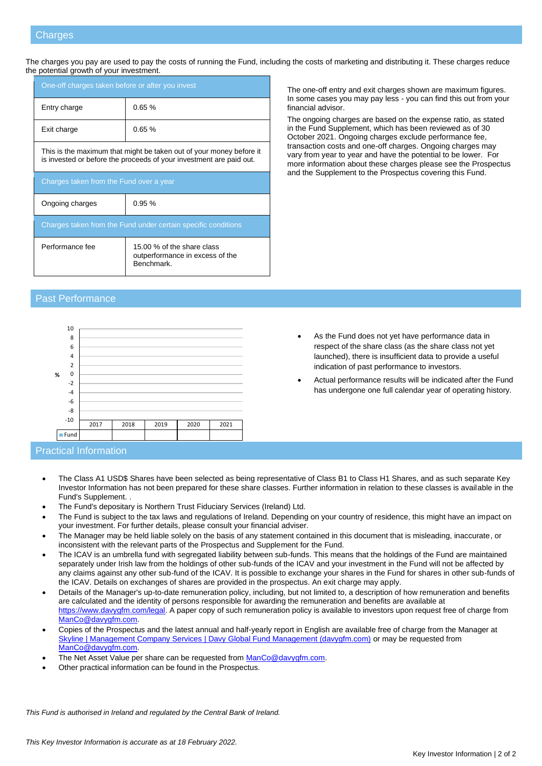## Charges

The charges you pay are used to pay the costs of running the Fund, including the costs of marketing and distributing it. These charges reduce the potential growth of your investment.

| One-off charges taken before or after you invest | |
|---|---|
| Entry charge | 0.65 % |
| Exit charge | 0.65 % |
| This is the maximum that might be taken out of your money before it is invested or before the proceeds of your investment are paid out. | |
| **Charges taken from the Fund over a year** | |
| Ongoing charges | 0.95 % |
| **Charges taken from the Fund under certain specific conditions** | |
| Performance fee | 15.00 % of the share class outperformance in excess of the Benchmark. |

The one-off entry and exit charges shown are maximum figures. In some cases you may pay less - you can find this out from your financial advisor.

The ongoing charges are based on the expense ratio, as stated in the Fund Supplement, which has been reviewed as of 30 October 2021. Ongoing charges exclude performance fee, transaction costs and one-off charges. Ongoing charges may vary from year to year and have the potential to be lower. For more information about these charges please see the Prospectus and the Supplement to the Prospectus covering this Fund.

## Past Performance

%

10
8
6
4
2
0
-2
-4
-6
-8
-10

2017 2018 2019 2020 2021

Fund

- As the Fund does not yet have performance data in respect of the share class (as the share class not yet launched), there is insufficient data to provide a useful indication of past performance to investors.
- Actual performance results will be indicated after the Fund has undergone one full calendar year of operating history.

## Practical Information

- The Class A1 USD$ Shares have been selected as being representative of Class B1 to Class H1 Shares, and as such separate Key Investor Information has not been prepared for these share classes. Further information in relation to these classes is available in the Fund's Supplement. .
- The Fund's depositary is Northern Trust Fiduciary Services (Ireland) Ltd.
- The Fund is subject to the tax laws and regulations of Ireland. Depending on your country of residence, this might have an impact on your investment. For further details, please consult your financial adviser.
- The Manager may be held liable solely on the basis of any statement contained in this document that is misleading, inaccurate, or inconsistent with the relevant parts of the Prospectus and Supplement for the Fund.
- The ICAV is an umbrella fund with segregated liability between sub-funds. This means that the holdings of the Fund are maintained separately under Irish law from the holdings of other sub-funds of the ICAV and your investment in the Fund will not be affected by any claims against any other sub-fund of the ICAV. It is possible to exchange your shares in the Fund for shares in other sub-funds of the ICAV. Details on exchanges of shares are provided in the prospectus. An exit charge may apply.
- Details of the Manager's up-to-date remuneration policy, including, but not limited to, a description of how remuneration and benefits are calculated and the identity of persons responsible for awarding the remuneration and benefits are available at https://www.davygfm.com/legal. A paper copy of such remuneration policy is available to investors upon request free of charge from ManCo@davygfm.com.
- Copies of the Prospectus and the latest annual and half-yearly report in English are available free of charge from the Manager at Skyline | Management Company Services | Davy Global Fund Management (davygfm.com) or may be requested from ManCo@davygfm.com.
- The Net Asset Value per share can be requested from ManCo@davygfm.com.
- Other practical information can be found in the Prospectus.

*This Fund is authorised in Ireland and regulated by the Central Bank of Ireland.*

*This Key Investor Information is accurate as at 18 February 2022.*